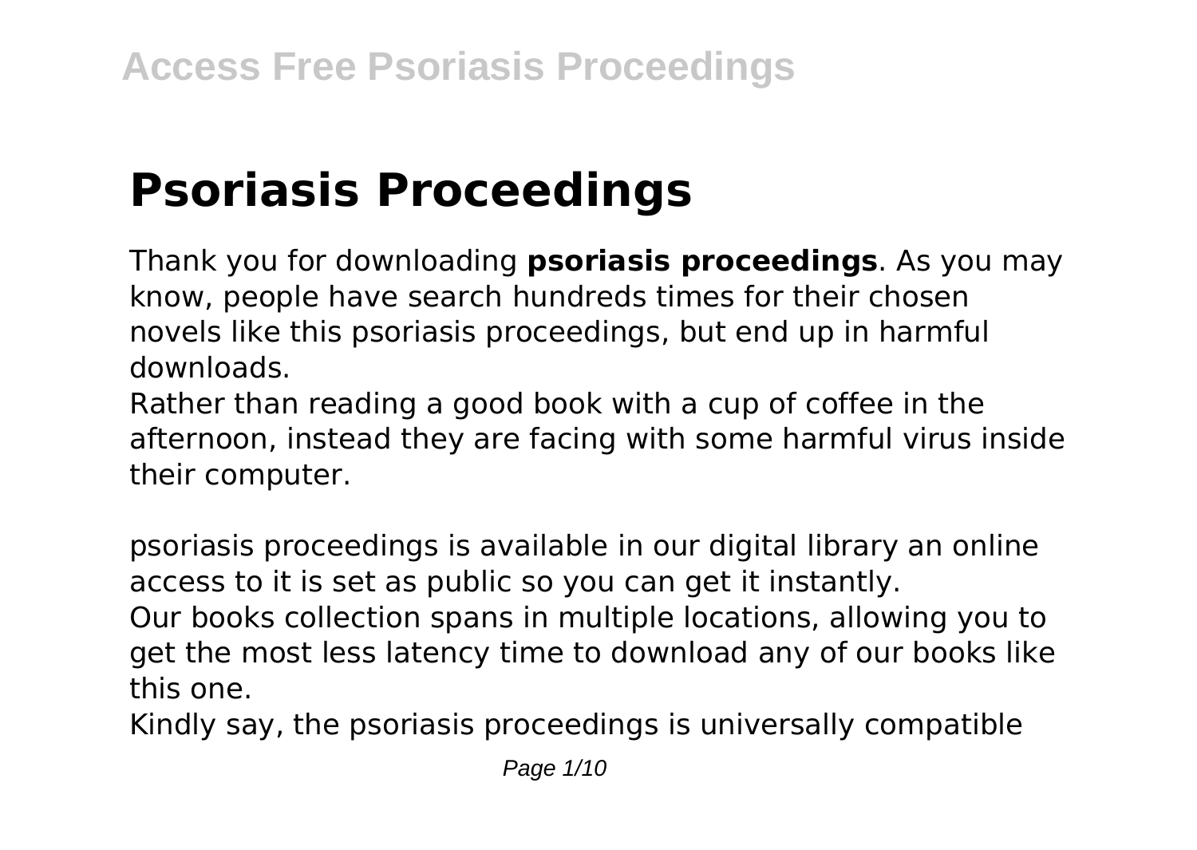# Psoriasis Proceedings

Thank you for downloading **psoriasis proceedings**. As you may know, people have search hundreds times for their chosen novels like this psoriasis proceedings, but end up in harmful downloads.

Rather than reading a good book with a cup of coffee in the afternoon, instead they are facing with some harmful virus inside their computer.

psoriasis proceedings is available in our digital library an online access to it is set as public so you can get it instantly.

Our books collection spans in multiple locations, allowing you to get the most less latency time to download any of our books like this one.

Kindly say, the psoriasis proceedings is universally compatible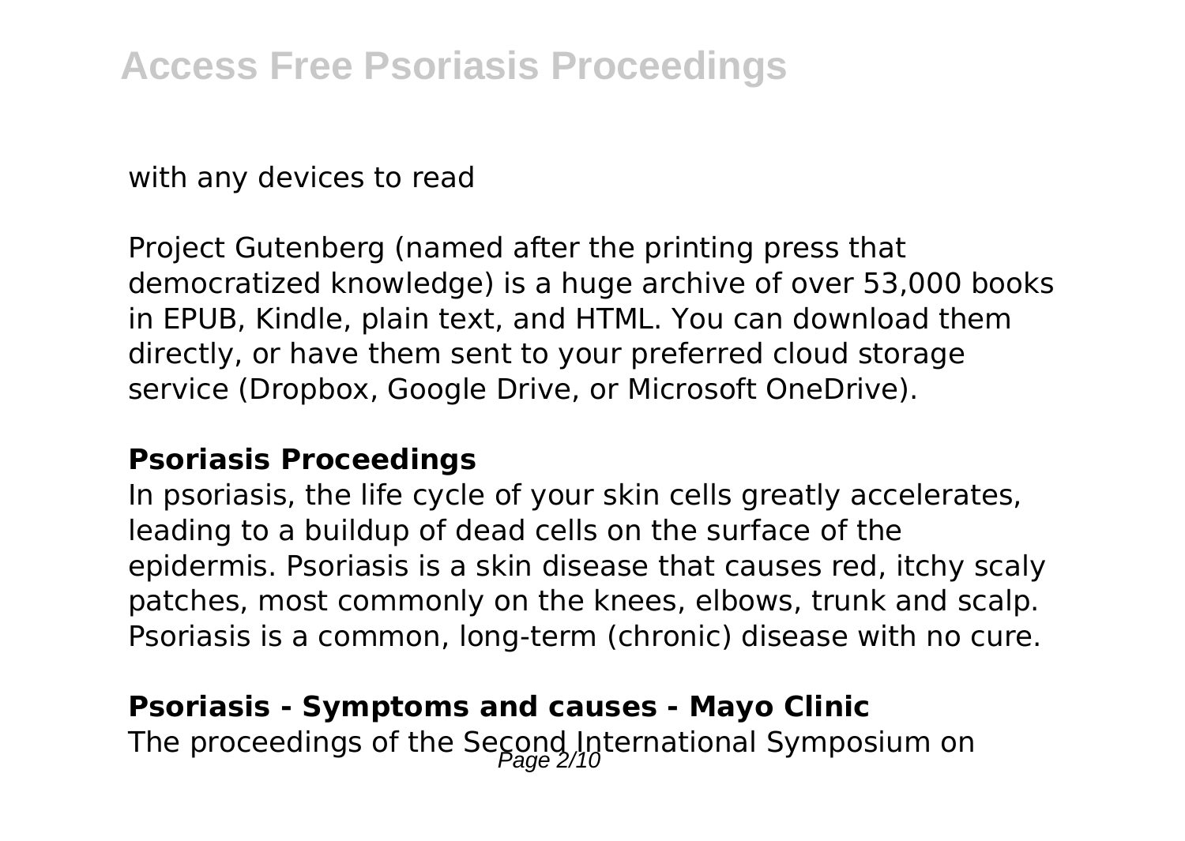with any devices to read

Project Gutenberg (named after the printing press that democratized knowledge) is a huge archive of over 53,000 books in EPUB, Kindle, plain text, and HTML. You can download them directly, or have them sent to your preferred cloud storage service (Dropbox, Google Drive, or Microsoft OneDrive).

### Psoriasis Proceedings

In psoriasis, the life cycle of your skin cells greatly accelerates, leading to a buildup of dead cells on the surface of the epidermis. Psoriasis is a skin disease that causes red, itchy scaly patches, most commonly on the knees, elbows, trunk and scalp. Psoriasis is a common, long-term (chronic) disease with no cure.

### Psoriasis - Symptoms and causes - Mayo Clinic

The proceedings of the Second International Symposium on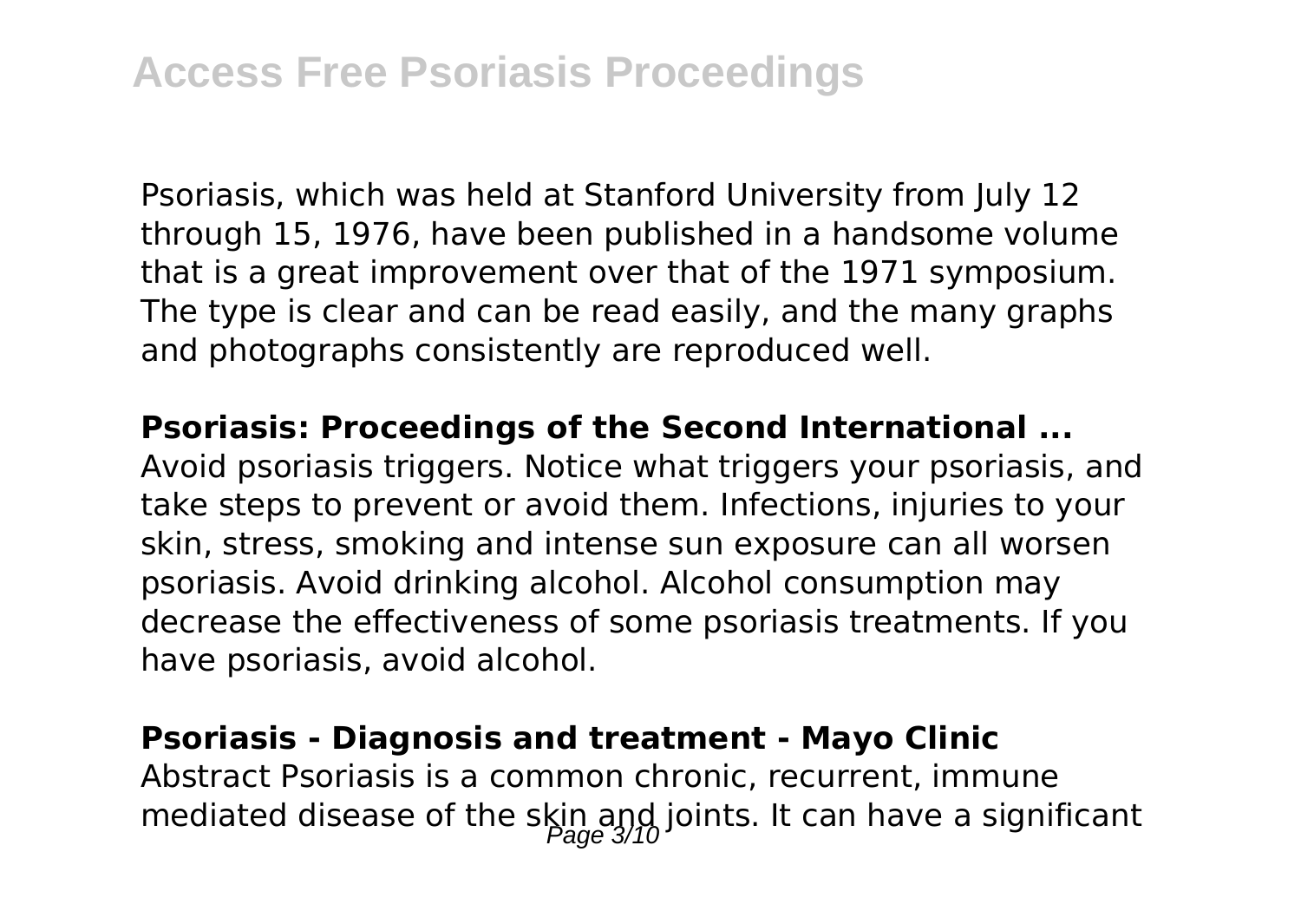Psoriasis, which was held at Stanford University from July 12 through 15, 1976, have been published in a handsome volume that is a great improvement over that of the 1971 symposium. The type is clear and can be read easily, and the many graphs and photographs consistently are reproduced well.

**Psoriasis: Proceedings of the Second International ...**

Avoid psoriasis triggers. Notice what triggers your psoriasis, and take steps to prevent or avoid them. Infections, injuries to your skin, stress, smoking and intense sun exposure can all worsen psoriasis. Avoid drinking alcohol. Alcohol consumption may decrease the effectiveness of some psoriasis treatments. If you have psoriasis, avoid alcohol.

**Psoriasis - Diagnosis and treatment - Mayo Clinic**

Abstract Psoriasis is a common chronic, recurrent, immune mediated disease of the skin and joints. It can have a significant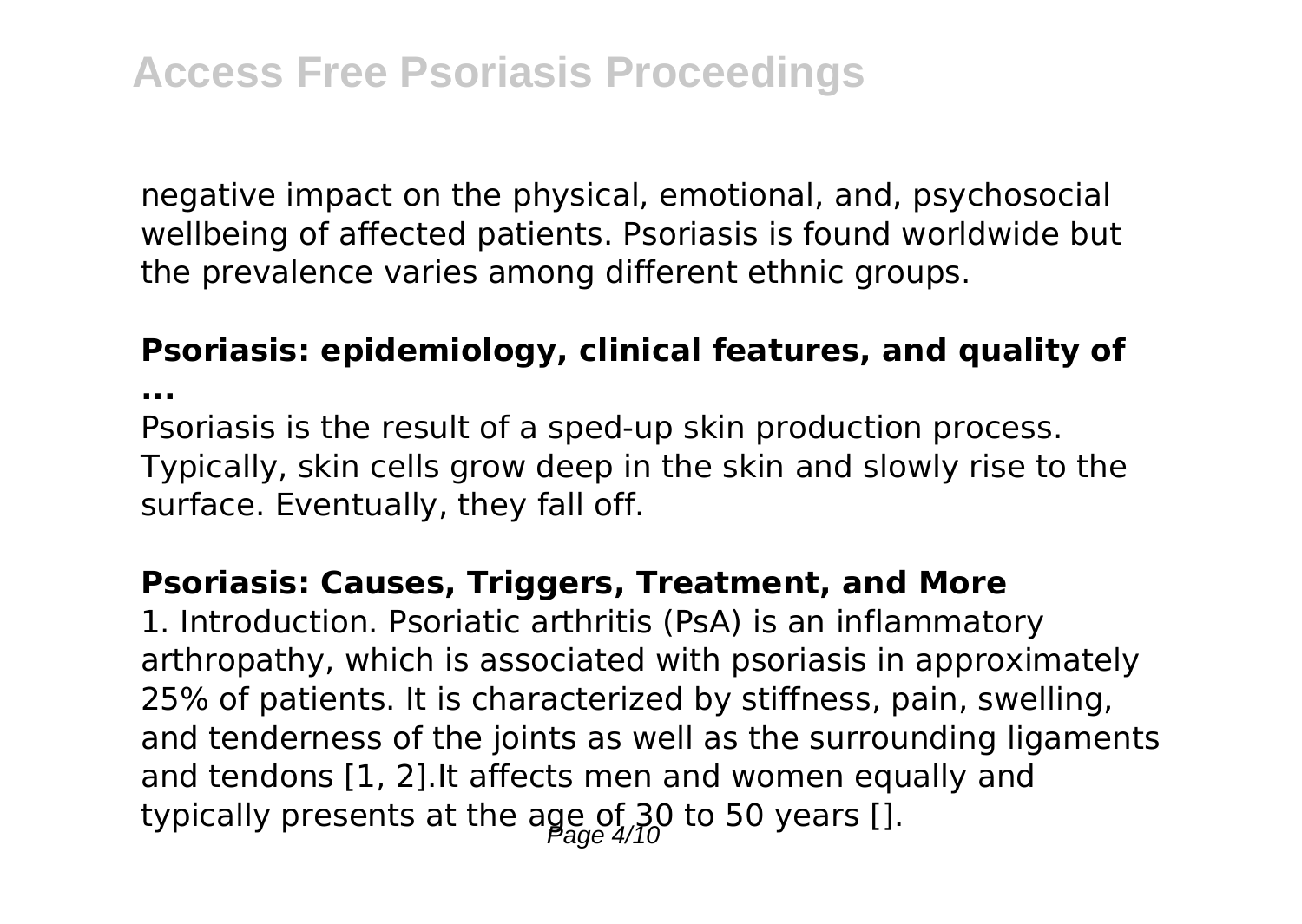negative impact on the physical, emotional, and, psychosocial wellbeing of affected patients. Psoriasis is found worldwide but the prevalence varies among different ethnic groups.

**Psoriasis: epidemiology, clinical features, and quality of ...**

Psoriasis is the result of a sped-up skin production process. Typically, skin cells grow deep in the skin and slowly rise to the surface. Eventually, they fall off.

**Psoriasis: Causes, Triggers, Treatment, and More**

1. Introduction. Psoriatic arthritis (PsA) is an inflammatory arthropathy, which is associated with psoriasis in approximately 25% of patients. It is characterized by stiffness, pain, swelling, and tenderness of the joints as well as the surrounding ligaments and tendons [1, 2].It affects men and women equally and typically presents at the age of 30 to 50 years [].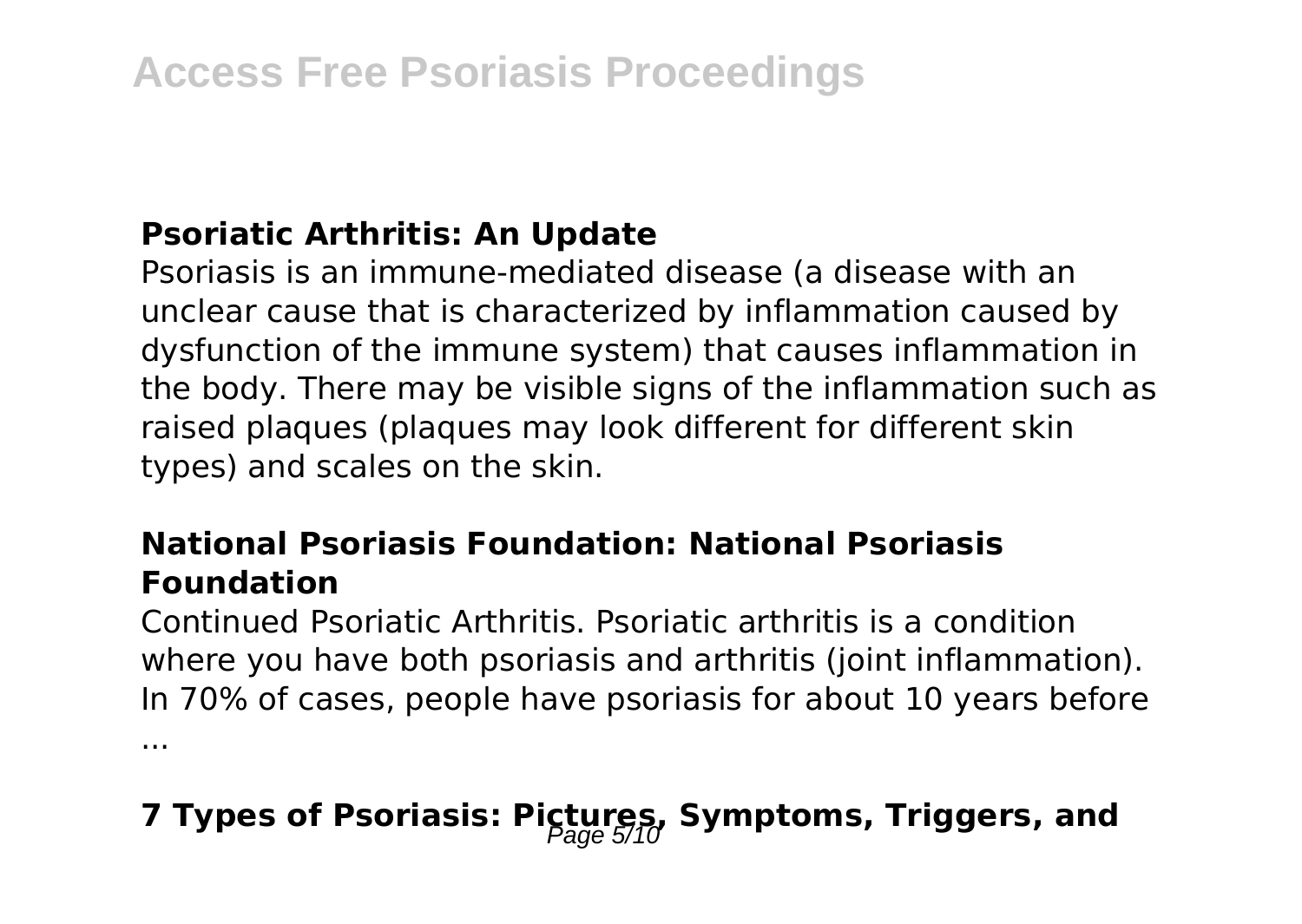### Psoriatic Arthritis: An Update

Psoriasis is an immune-mediated disease (a disease with an unclear cause that is characterized by inflammation caused by dysfunction of the immune system) that causes inflammation in the body. There may be visible signs of the inflammation such as raised plaques (plaques may look different for different skin types) and scales on the skin.

### National Psoriasis Foundation: National Psoriasis Foundation

Continued Psoriatic Arthritis. Psoriatic arthritis is a condition where you have both psoriasis and arthritis (joint inflammation). In 70% of cases, people have psoriasis for about 10 years before ...

### 7 Types of Psoriasis: Pictures, Symptoms, Triggers, and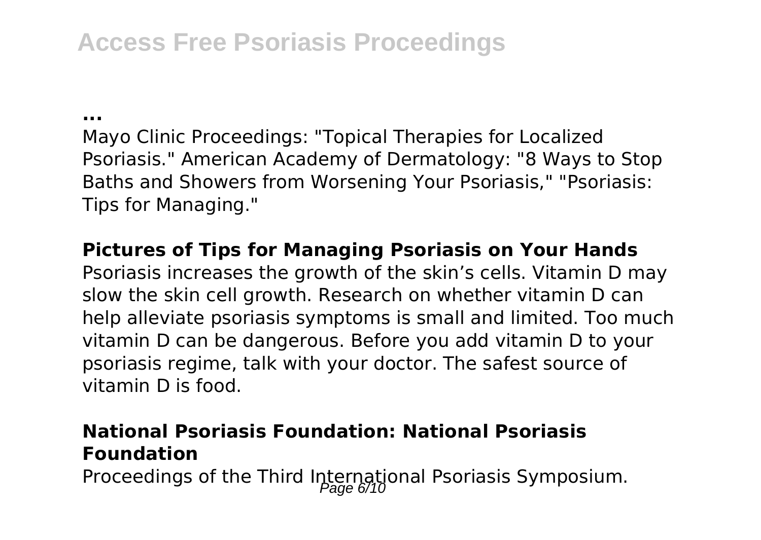**...**

Mayo Clinic Proceedings: "Topical Therapies for Localized Psoriasis." American Academy of Dermatology: "8 Ways to Stop Baths and Showers from Worsening Your Psoriasis," "Psoriasis: Tips for Managing."

**Pictures of Tips for Managing Psoriasis on Your Hands**

Psoriasis increases the growth of the skin's cells. Vitamin D may slow the skin cell growth. Research on whether vitamin D can help alleviate psoriasis symptoms is small and limited. Too much vitamin D can be dangerous. Before you add vitamin D to your psoriasis regime, talk with your doctor. The safest source of vitamin D is food.

**National Psoriasis Foundation: National Psoriasis Foundation**

Proceedings of the Third International Psoriasis Symposium.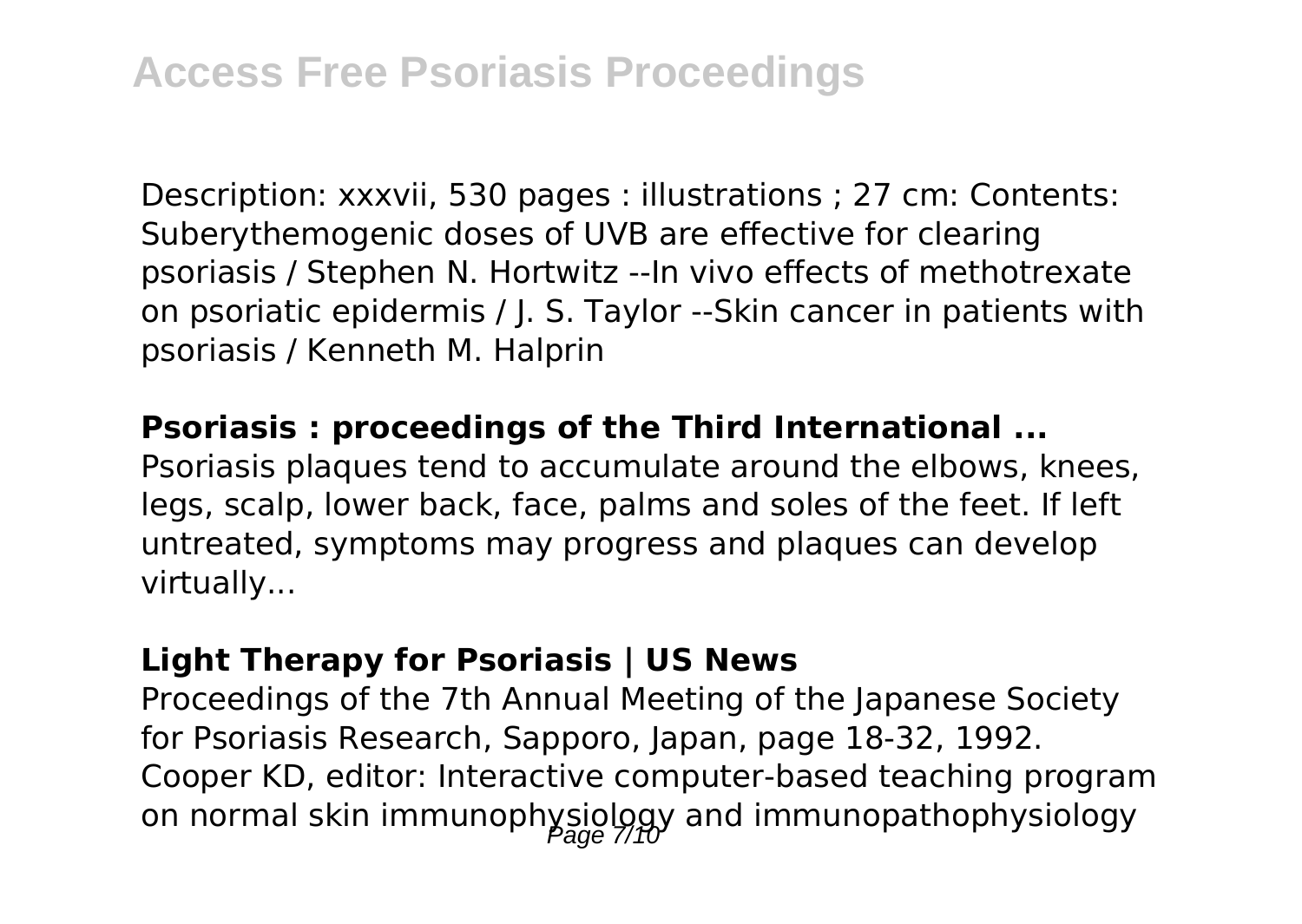Description: xxxvii, 530 pages : illustrations ; 27 cm: Contents: Suberythemogenic doses of UVB are effective for clearing psoriasis / Stephen N. Hortwitz --In vivo effects of methotrexate on psoriatic epidermis / J. S. Taylor --Skin cancer in patients with psoriasis / Kenneth M. Halprin

**Psoriasis : proceedings of the Third International ...**

Psoriasis plaques tend to accumulate around the elbows, knees, legs, scalp, lower back, face, palms and soles of the feet. If left untreated, symptoms may progress and plaques can develop virtually...

**Light Therapy for Psoriasis | US News**

Proceedings of the 7th Annual Meeting of the Japanese Society for Psoriasis Research, Sapporo, Japan, page 18-32, 1992. Cooper KD, editor: Interactive computer-based teaching program on normal skin immunophysiology and immunopathophysiology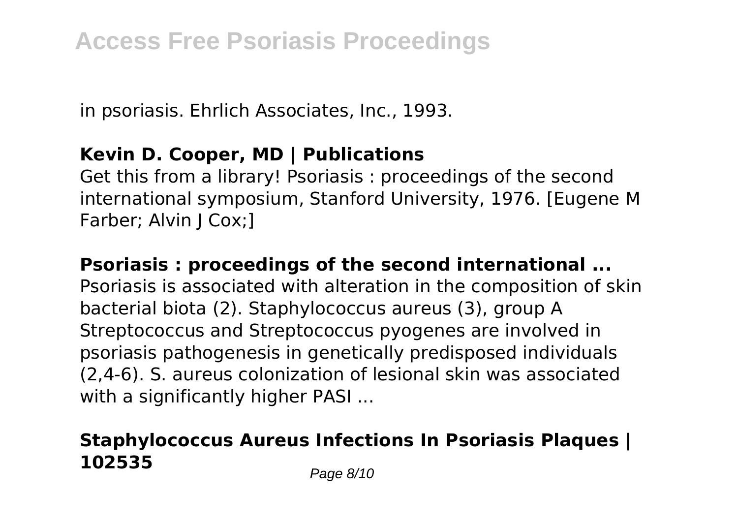in psoriasis. Ehrlich Associates, Inc., 1993.

### Kevin D. Cooper, MD | Publications

Get this from a library! Psoriasis : proceedings of the second international symposium, Stanford University, 1976. [Eugene M Farber; Alvin J Cox;]

### Psoriasis : proceedings of the second international ...

Psoriasis is associated with alteration in the composition of skin bacterial biota (2). Staphylococcus aureus (3), group A Streptococcus and Streptococcus pyogenes are involved in psoriasis pathogenesis in genetically predisposed individuals (2,4-6). S. aureus colonization of lesional skin was associated with a significantly higher PASI ...

### Staphylococcus Aureus Infections In Psoriasis Plaques | 102535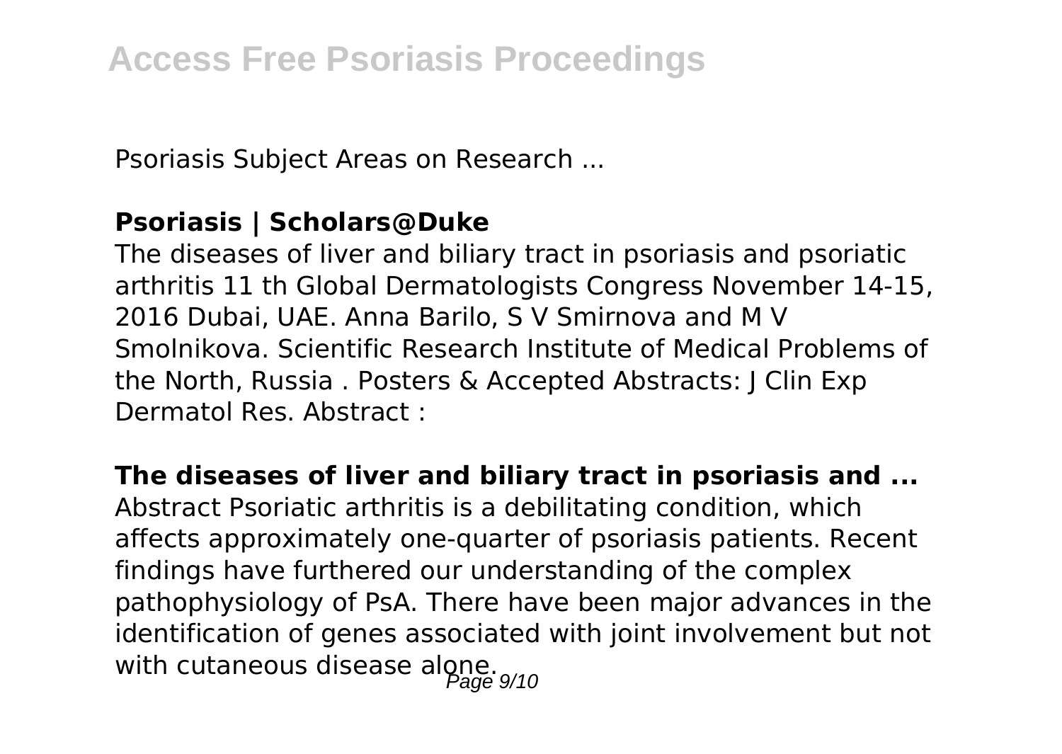Psoriasis Subject Areas on Research ...

**Psoriasis | Scholars@Duke**

The diseases of liver and biliary tract in psoriasis and psoriatic arthritis 11 th Global Dermatologists Congress November 14-15, 2016 Dubai, UAE. Anna Barilo, S V Smirnova and M V Smolnikova. Scientific Research Institute of Medical Problems of the North, Russia . Posters & Accepted Abstracts: J Clin Exp Dermatol Res. Abstract :

**The diseases of liver and biliary tract in psoriasis and ...**

Abstract Psoriatic arthritis is a debilitating condition, which affects approximately one-quarter of psoriasis patients. Recent findings have furthered our understanding of the complex pathophysiology of PsA. There have been major advances in the identification of genes associated with joint involvement but not with cutaneous disease alone.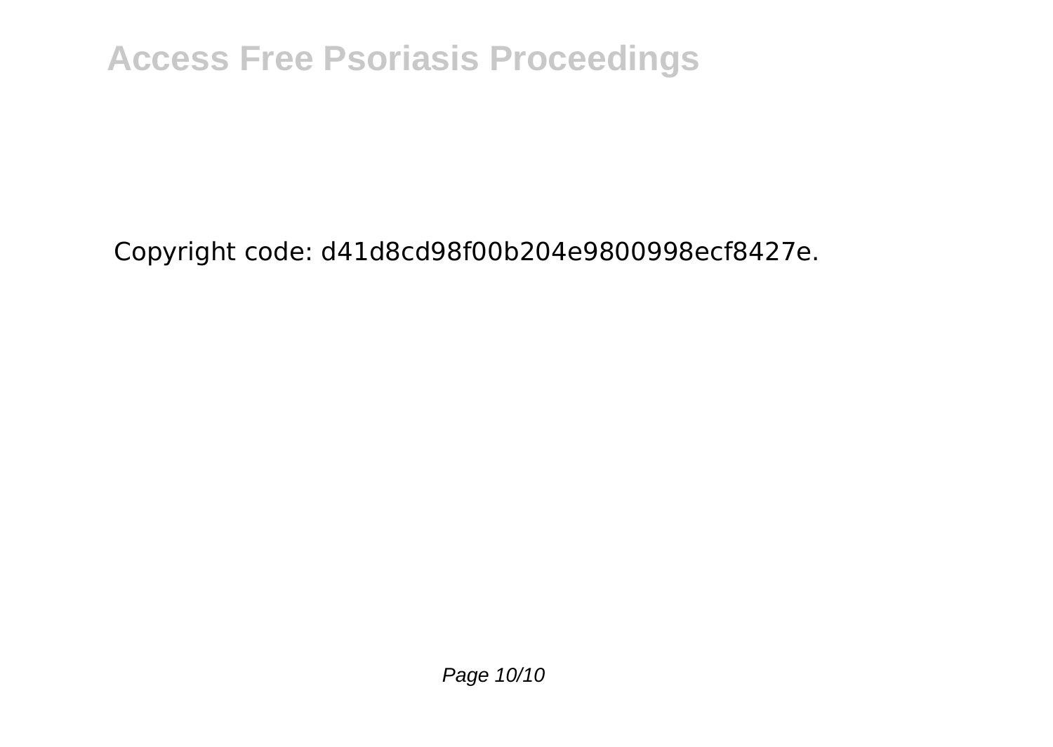Copyright code: d41d8cd98f00b204e9800998ecf8427e.